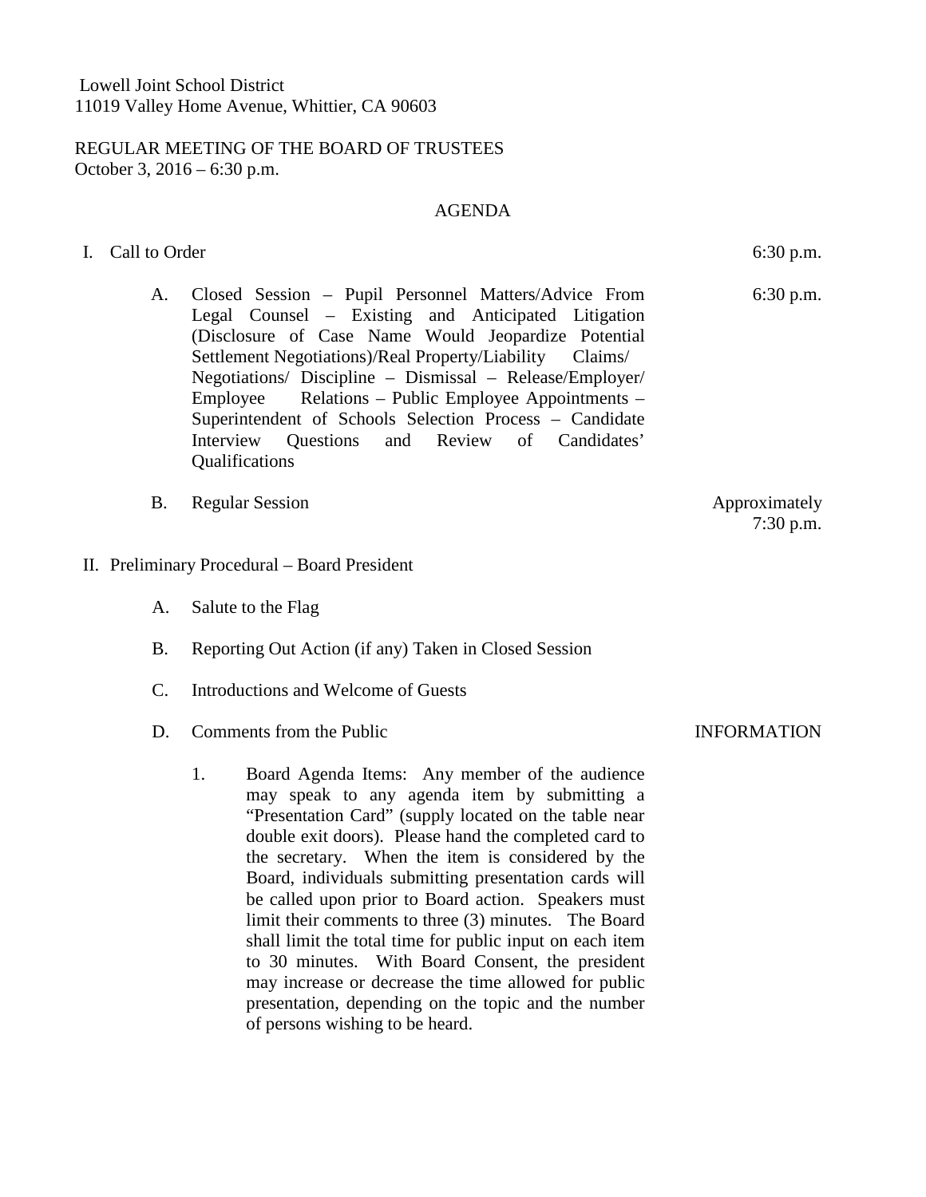Lowell Joint School District
11019 Valley Home Avenue, Whittier, CA 90603

REGULAR MEETING OF THE BOARD OF TRUSTEES
October 3, 2016 – 6:30 p.m.

AGENDA

I. Call to Order — 6:30 p.m.

   A. Closed Session – Pupil Personnel Matters/Advice From Legal Counsel – Existing and Anticipated Litigation (Disclosure of Case Name Would Jeopardize Potential Settlement Negotiations)/Real Property/Liability Claims/ Negotiations/ Discipline – Dismissal – Release/Employer/ Employee Relations – Public Employee Appointments – Superintendent of Schools Selection Process – Candidate Interview Questions and Review of Candidates' Qualifications — 6:30 p.m.

   B. Regular Session — Approximately 7:30 p.m.

II. Preliminary Procedural – Board President

   A. Salute to the Flag

   B. Reporting Out Action (if any) Taken in Closed Session

   C. Introductions and Welcome of Guests

   D. Comments from the Public — INFORMATION

      1. Board Agenda Items: Any member of the audience may speak to any agenda item by submitting a "Presentation Card" (supply located on the table near double exit doors). Please hand the completed card to the secretary. When the item is considered by the Board, individuals submitting presentation cards will be called upon prior to Board action. Speakers must limit their comments to three (3) minutes. The Board shall limit the total time for public input on each item to 30 minutes. With Board Consent, the president may increase or decrease the time allowed for public presentation, depending on the topic and the number of persons wishing to be heard.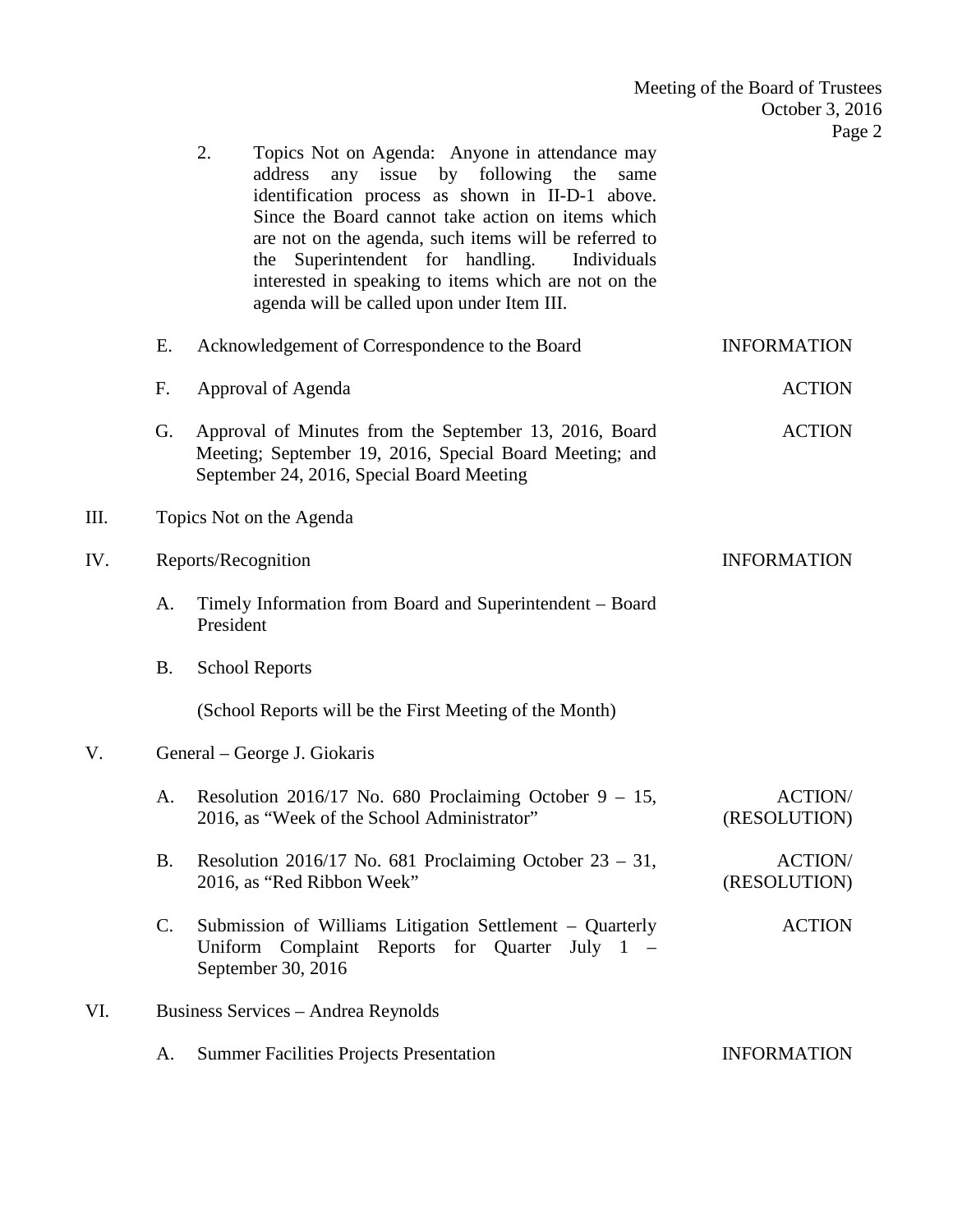2. Topics Not on Agenda: Anyone in attendance may address any issue by following the same identification process as shown in II-D-1 above. Since the Board cannot take action on items which are not on the agenda, such items will be referred to the Superintendent for handling. Individuals interested in speaking to items which are not on the agenda will be called upon under Item III.

| | | | |
|---|---|---|---|
| | E. | Acknowledgement of Correspondence to the Board | INFORMATION |
| | F. | Approval of Agenda | ACTION |
| | G. | Approval of Minutes from the September 13, 2016, Board Meeting; September 19, 2016, Special Board Meeting; and September 24, 2016, Special Board Meeting | ACTION |
| III. | | Topics Not on the Agenda | |
| IV. | | Reports/Recognition | INFORMATION |
| | A. | Timely Information from Board and Superintendent – Board President | |
| | B. | School Reports | |
| | | (School Reports will be the First Meeting of the Month) | |
| V. | | General – George J. Giokaris | |
| | A. | Resolution 2016/17 No. 680 Proclaiming October 9 – 15, 2016, as "Week of the School Administrator" | ACTION/ (RESOLUTION) |
| | B. | Resolution 2016/17 No. 681 Proclaiming October 23 – 31, 2016, as "Red Ribbon Week" | ACTION/ (RESOLUTION) |
| | C. | Submission of Williams Litigation Settlement – Quarterly Uniform Complaint Reports for Quarter July 1 – September 30, 2016 | ACTION |
| VI. | | Business Services – Andrea Reynolds | |
| | A. | Summer Facilities Projects Presentation | INFORMATION |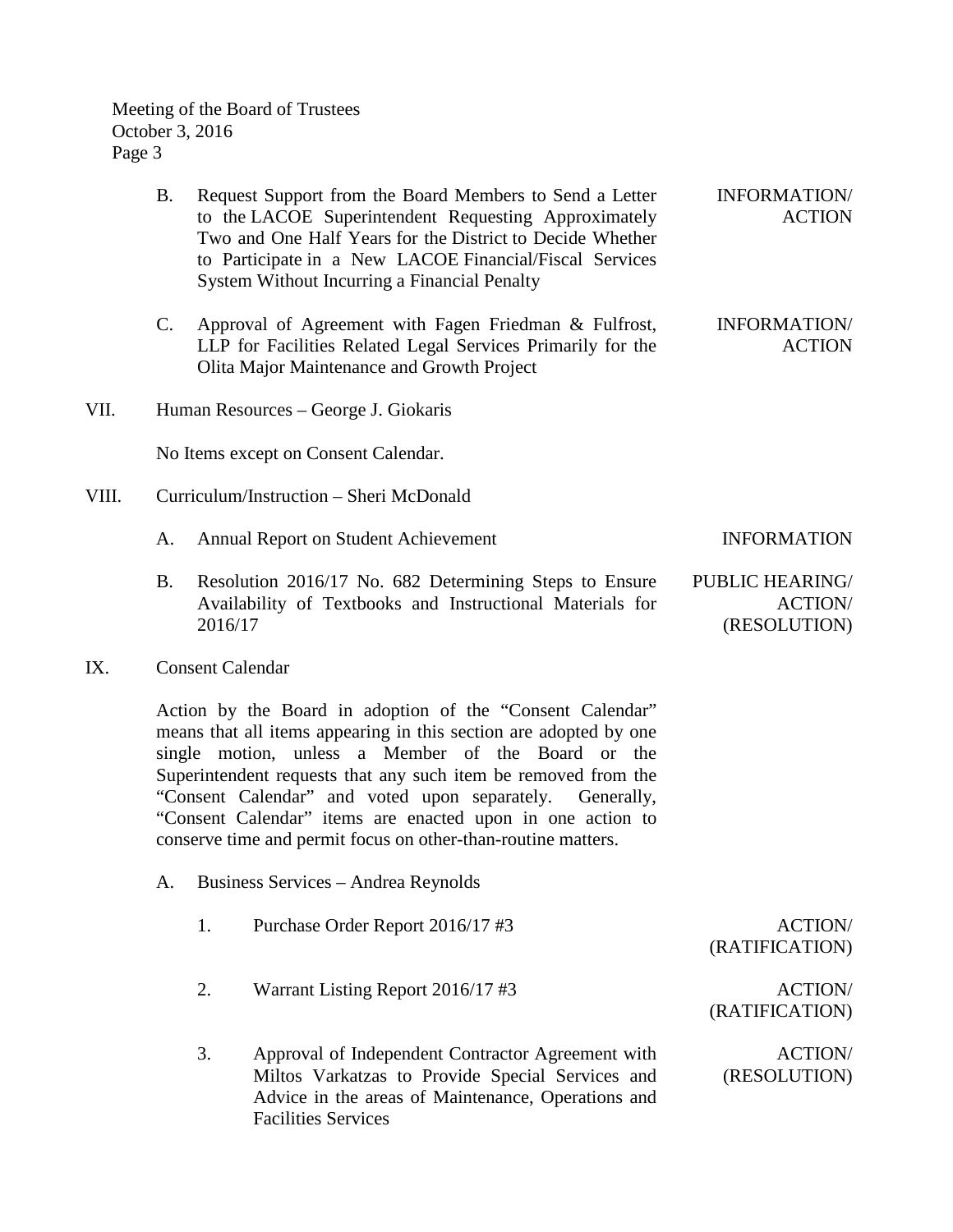B. Request Support from the Board Members to Send a Letter to the LACOE Superintendent Requesting Approximately Two and One Half Years for the District to Decide Whether to Participate in a New LACOE Financial/Fiscal Services System Without Incurring a Financial Penalty — INFORMATION/ ACTION

C. Approval of Agreement with Fagen Friedman & Fulfrost, LLP for Facilities Related Legal Services Primarily for the Olita Major Maintenance and Growth Project — INFORMATION/ ACTION

VII. Human Resources – George J. Giokaris

No Items except on Consent Calendar.

VIII. Curriculum/Instruction – Sheri McDonald

A. Annual Report on Student Achievement — INFORMATION

B. Resolution 2016/17 No. 682 Determining Steps to Ensure Availability of Textbooks and Instructional Materials for 2016/17 — PUBLIC HEARING/ ACTION/ (RESOLUTION)

IX. Consent Calendar

Action by the Board in adoption of the "Consent Calendar" means that all items appearing in this section are adopted by one single motion, unless a Member of the Board or the Superintendent requests that any such item be removed from the "Consent Calendar" and voted upon separately. Generally, "Consent Calendar" items are enacted upon in one action to conserve time and permit focus on other-than-routine matters.

A. Business Services – Andrea Reynolds

1. Purchase Order Report 2016/17 #3 — ACTION/ (RATIFICATION)

2. Warrant Listing Report 2016/17 #3 — ACTION/ (RATIFICATION)

3. Approval of Independent Contractor Agreement with Miltos Varkatzas to Provide Special Services and Advice in the areas of Maintenance, Operations and Facilities Services — ACTION/ (RESOLUTION)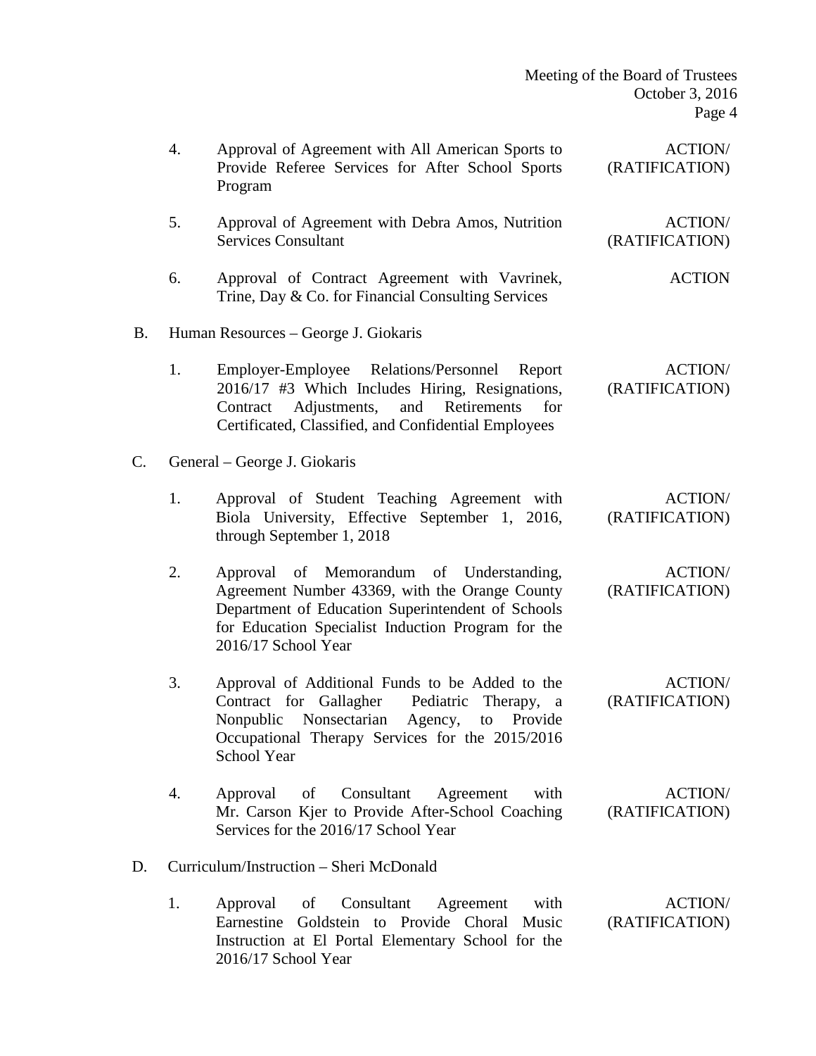4. Approval of Agreement with All American Sports to Provide Referee Services for After School Sports Program — ACTION/ (RATIFICATION)

5. Approval of Agreement with Debra Amos, Nutrition Services Consultant — ACTION/ (RATIFICATION)

6. Approval of Contract Agreement with Vavrinek, Trine, Day & Co. for Financial Consulting Services — ACTION

B. Human Resources – George J. Giokaris

1. Employer-Employee Relations/Personnel Report 2016/17 #3 Which Includes Hiring, Resignations, Contract Adjustments, and Retirements for Certificated, Classified, and Confidential Employees — ACTION/ (RATIFICATION)

C. General – George J. Giokaris

1. Approval of Student Teaching Agreement with Biola University, Effective September 1, 2016, through September 1, 2018 — ACTION/ (RATIFICATION)

2. Approval of Memorandum of Understanding, Agreement Number 43369, with the Orange County Department of Education Superintendent of Schools for Education Specialist Induction Program for the 2016/17 School Year — ACTION/ (RATIFICATION)

3. Approval of Additional Funds to be Added to the Contract for Gallagher Pediatric Therapy, a Nonpublic Nonsectarian Agency, to Provide Occupational Therapy Services for the 2015/2016 School Year — ACTION/ (RATIFICATION)

4. Approval of Consultant Agreement with Mr. Carson Kjer to Provide After-School Coaching Services for the 2016/17 School Year — ACTION/ (RATIFICATION)

D. Curriculum/Instruction – Sheri McDonald

1. Approval of Consultant Agreement with Earnestine Goldstein to Provide Choral Music Instruction at El Portal Elementary School for the 2016/17 School Year — ACTION/ (RATIFICATION)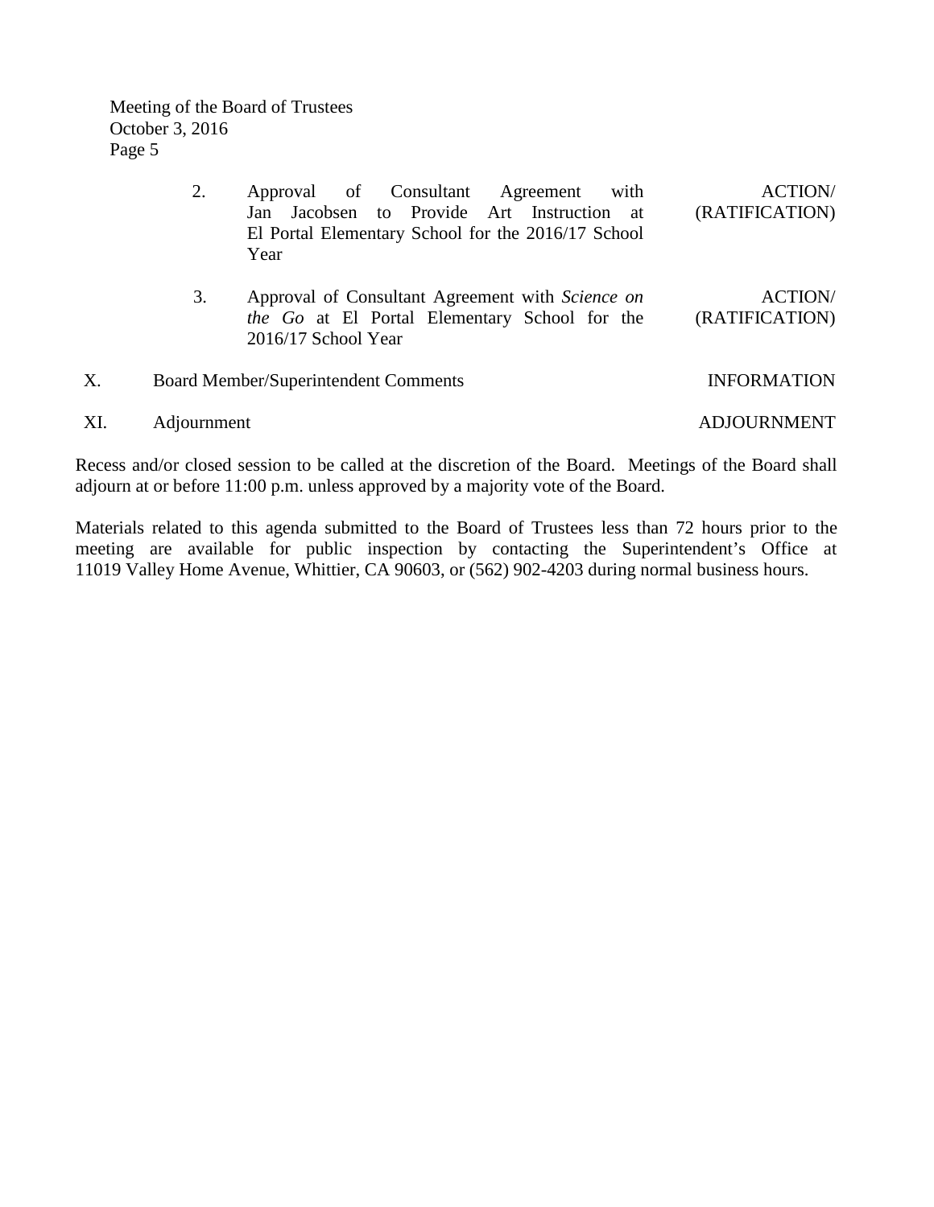2. Approval of Consultant Agreement with Jan Jacobsen to Provide Art Instruction at El Portal Elementary School for the 2016/17 School Year — ACTION/ (RATIFICATION)

3. Approval of Consultant Agreement with *Science on the Go* at El Portal Elementary School for the 2016/17 School Year — ACTION/ (RATIFICATION)

X. Board Member/Superintendent Comments — INFORMATION

XI. Adjournment — ADJOURNMENT

Recess and/or closed session to be called at the discretion of the Board. Meetings of the Board shall adjourn at or before 11:00 p.m. unless approved by a majority vote of the Board.

Materials related to this agenda submitted to the Board of Trustees less than 72 hours prior to the meeting are available for public inspection by contacting the Superintendent's Office at 11019 Valley Home Avenue, Whittier, CA 90603, or (562) 902-4203 during normal business hours.